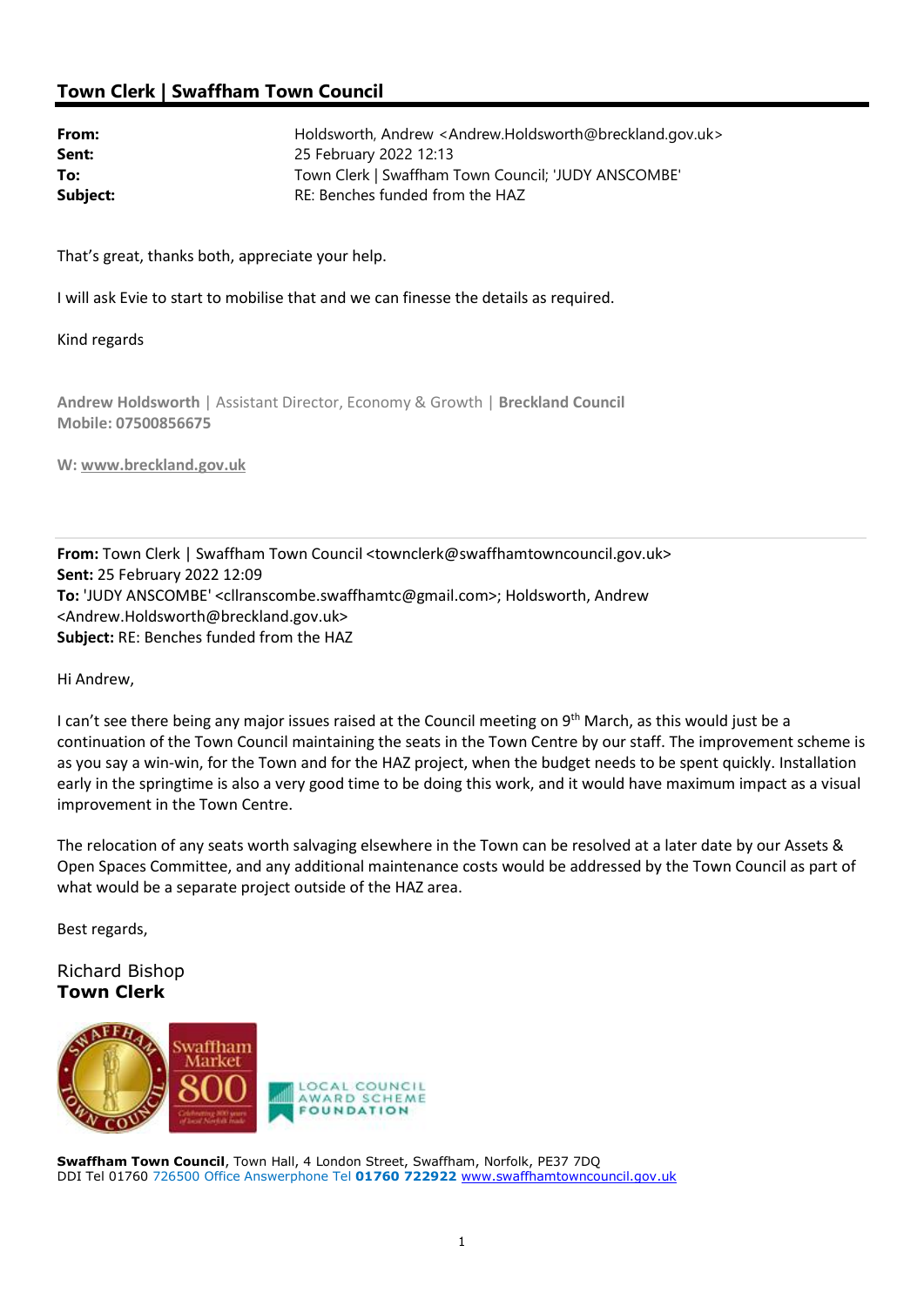## Town Clerk | Swaffham Town Council

| | |
|---|---|
| **From:** | Holdsworth, Andrew <Andrew.Holdsworth@breckland.gov.uk> |
| **Sent:** | 25 February 2022 12:13 |
| **To:** | Town Clerk \| Swaffham Town Council; 'JUDY ANSCOMBE' |
| **Subject:** | RE: Benches funded from the HAZ |

That's great, thanks both, appreciate your help.

I will ask Evie to start to mobilise that and we can finesse the details as required.

Kind regards

**Andrew Holdsworth** | Assistant Director, Economy & Growth | **Breckland Council**
**Mobile: 07500856675**

**W:** www.breckland.gov.uk

---

**From:** Town Clerk | Swaffham Town Council <townclerk@swaffhamtowncouncil.gov.uk>
**Sent:** 25 February 2022 12:09
**To:** 'JUDY ANSCOMBE' <cllranscombe.swaffhamtc@gmail.com>; Holdsworth, Andrew <Andrew.Holdsworth@breckland.gov.uk>
**Subject:** RE: Benches funded from the HAZ

Hi Andrew,

I can't see there being any major issues raised at the Council meeting on 9th March, as this would just be a continuation of the Town Council maintaining the seats in the Town Centre by our staff. The improvement scheme is as you say a win-win, for the Town and for the HAZ project, when the budget needs to be spent quickly. Installation early in the springtime is also a very good time to be doing this work, and it would have maximum impact as a visual improvement in the Town Centre.

The relocation of any seats worth salvaging elsewhere in the Town can be resolved at a later date by our Assets & Open Spaces Committee, and any additional maintenance costs would be addressed by the Town Council as part of what would be a separate project outside of the HAZ area.

Best regards,

Richard Bishop
**Town Clerk**

**Swaffham Town Council**, Town Hall, 4 London Street, Swaffham, Norfolk, PE37 7DQ
DDI Tel 01760 726500 Office Answerphone Tel **01760 722922** www.swaffhamtowncouncil.gov.uk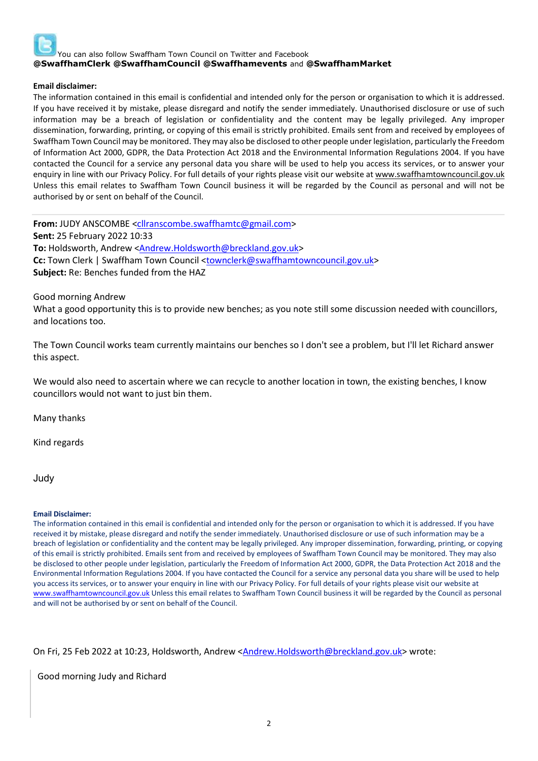You can also follow Swaffham Town Council on Twitter and Facebook
**@SwaffhamClerk @SwaffhamCouncil @Swaffhamevents** and **@SwaffhamMarket**

**Email disclaimer:**
The information contained in this email is confidential and intended only for the person or organisation to which it is addressed. If you have received it by mistake, please disregard and notify the sender immediately. Unauthorised disclosure or use of such information may be a breach of legislation or confidentiality and the content may be legally privileged. Any improper dissemination, forwarding, printing, or copying of this email is strictly prohibited. Emails sent from and received by employees of Swaffham Town Council may be monitored. They may also be disclosed to other people under legislation, particularly the Freedom of Information Act 2000, GDPR, the Data Protection Act 2018 and the Environmental Information Regulations 2004. If you have contacted the Council for a service any personal data you share will be used to help you access its services, or to answer your enquiry in line with our Privacy Policy. For full details of your rights please visit our website at www.swaffhamtowncouncil.gov.uk Unless this email relates to Swaffham Town Council business it will be regarded by the Council as personal and will not be authorised by or sent on behalf of the Council.

---

**From:** JUDY ANSCOMBE <cllranscombe.swaffhamtc@gmail.com>
**Sent:** 25 February 2022 10:33
**To:** Holdsworth, Andrew <Andrew.Holdsworth@breckland.gov.uk>
**Cc:** Town Clerk | Swaffham Town Council <townclerk@swaffhamtowncouncil.gov.uk>
**Subject:** Re: Benches funded from the HAZ

Good morning Andrew
What a good opportunity this is to provide new benches; as you note still some discussion needed with councillors, and locations too.

The Town Council works team currently maintains our benches so I don't see a problem, but I'll let Richard answer this aspect.

We would also need to ascertain where we can recycle to another location in town, the existing benches, I know councillors would not want to just bin them.

Many thanks

Kind regards

Judy

**Email Disclaimer:**
The information contained in this email is confidential and intended only for the person or organisation to which it is addressed. If you have received it by mistake, please disregard and notify the sender immediately. Unauthorised disclosure or use of such information may be a breach of legislation or confidentiality and the content may be legally privileged. Any improper dissemination, forwarding, printing, or copying of this email is strictly prohibited. Emails sent from and received by employees of Swaffham Town Council may be monitored. They may also be disclosed to other people under legislation, particularly the Freedom of Information Act 2000, GDPR, the Data Protection Act 2018 and the Environmental Information Regulations 2004. If you have contacted the Council for a service any personal data you share will be used to help you access its services, or to answer your enquiry in line with our Privacy Policy. For full details of your rights please visit our website at www.swaffhamtowncouncil.gov.uk Unless this email relates to Swaffham Town Council business it will be regarded by the Council as personal and will not be authorised by or sent on behalf of the Council.

On Fri, 25 Feb 2022 at 10:23, Holdsworth, Andrew <Andrew.Holdsworth@breckland.gov.uk> wrote:

> Good morning Judy and Richard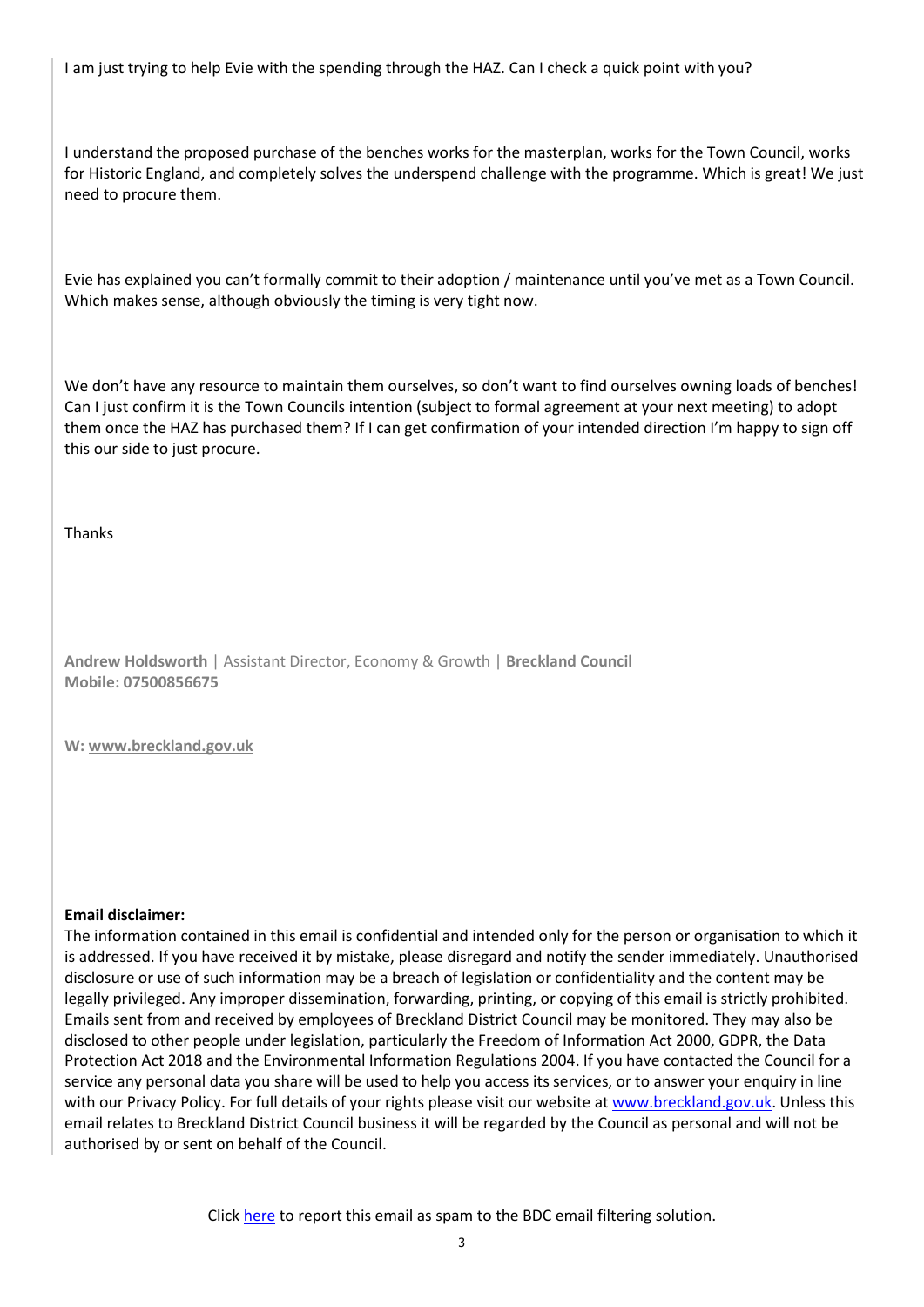I am just trying to help Evie with the spending through the HAZ. Can I check a quick point with you?

I understand the proposed purchase of the benches works for the masterplan, works for the Town Council, works for Historic England, and completely solves the underspend challenge with the programme. Which is great! We just need to procure them.

Evie has explained you can't formally commit to their adoption / maintenance until you've met as a Town Council. Which makes sense, although obviously the timing is very tight now.

We don't have any resource to maintain them ourselves, so don't want to find ourselves owning loads of benches! Can I just confirm it is the Town Councils intention (subject to formal agreement at your next meeting) to adopt them once the HAZ has purchased them? If I can get confirmation of your intended direction I'm happy to sign off this our side to just procure.

Thanks

**Andrew Holdsworth** | Assistant Director, Economy & Growth | **Breckland Council**
**Mobile: 07500856675**

**W: www.breckland.gov.uk**

**Email disclaimer:**
The information contained in this email is confidential and intended only for the person or organisation to which it is addressed. If you have received it by mistake, please disregard and notify the sender immediately. Unauthorised disclosure or use of such information may be a breach of legislation or confidentiality and the content may be legally privileged. Any improper dissemination, forwarding, printing, or copying of this email is strictly prohibited. Emails sent from and received by employees of Breckland District Council may be monitored. They may also be disclosed to other people under legislation, particularly the Freedom of Information Act 2000, GDPR, the Data Protection Act 2018 and the Environmental Information Regulations 2004. If you have contacted the Council for a service any personal data you share will be used to help you access its services, or to answer your enquiry in line with our Privacy Policy. For full details of your rights please visit our website at www.breckland.gov.uk. Unless this email relates to Breckland District Council business it will be regarded by the Council as personal and will not be authorised by or sent on behalf of the Council.

Click here to report this email as spam to the BDC email filtering solution.